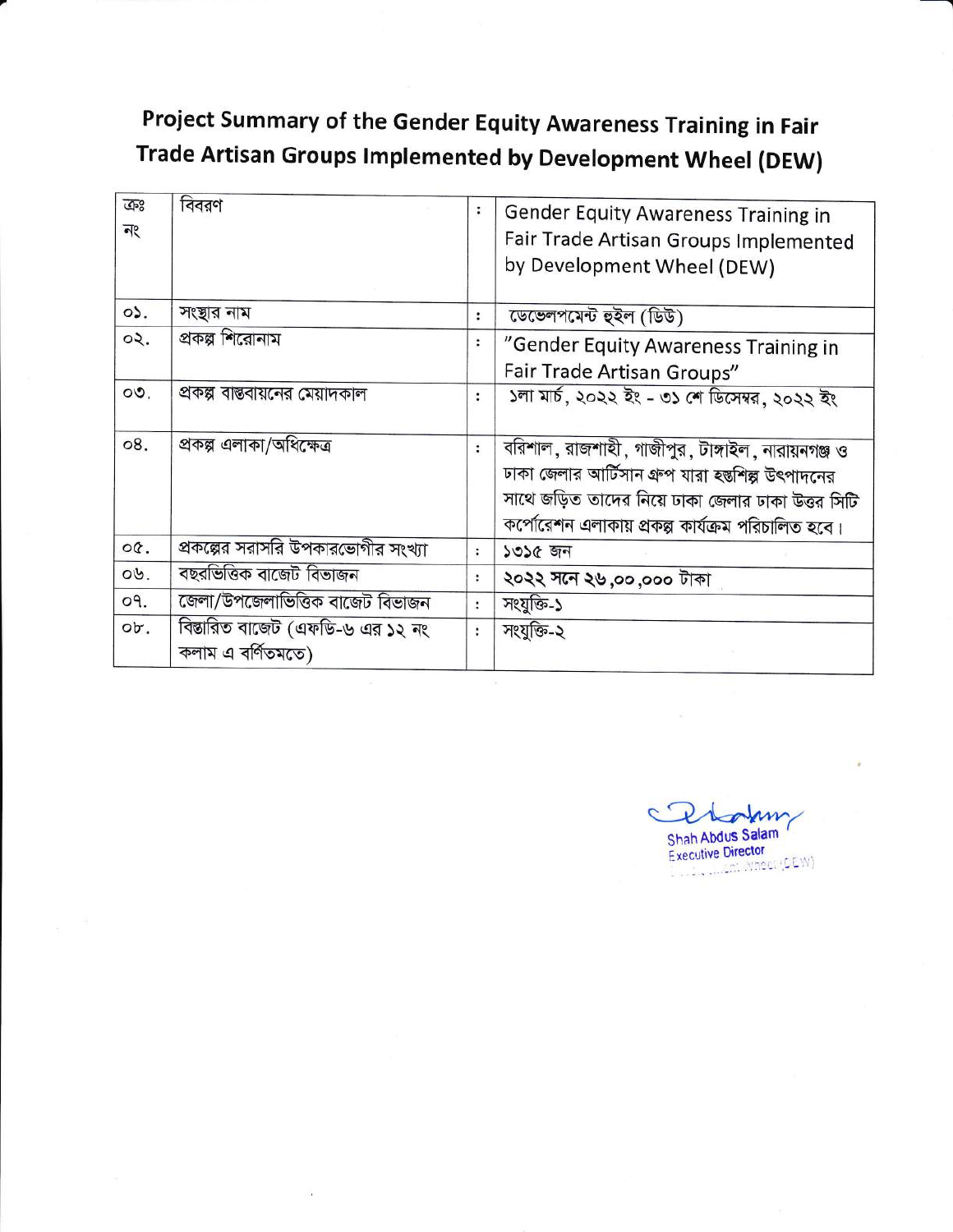# Project Summary of the Gender Equity Awareness Training in Fair Trade Artisan Groups Implemented by Development Wheel (DEW)

| ক্রঃ নং | বিবরণ | : | Gender Equity Awareness Training in Fair Trade Artisan Groups Implemented by Development Wheel (DEW) |
|---|---|---|---|
| ০১. | সংস্থার নাম | : | ডেভেলপমেন্ট হুইল (ডিউ) |
| ০২. | প্রকল্প শিরোনাম | : | "Gender Equity Awareness Training in Fair Trade Artisan Groups" |
| ০৩. | প্রকল্প বাস্তবায়নের মেয়াদকাল | : | ১লা মার্চ, ২০২২ ইং - ৩১ শে ডিসেম্বর, ২০২২ ইং |
| ০৪. | প্রকল্প এলাকা/অধিক্ষেত্র | : | বরিশাল, রাজশাহী, গাজীপুর, টাঙ্গাইল, নারায়নগঞ্জ ও ঢাকা জেলার আর্টিসান গ্রুপ যারা হস্তশিল্প উৎপাদনের সাথে জড়িত তাদের নিয়ে ঢাকা জেলার ঢাকা উত্তর সিটি কর্পোরেশন এলাকায় প্রকল্প কার্যক্রম পরিচালিত হবে। |
| ০৫. | প্রকল্পের সরাসরি উপকারভোগীর সংখ্যা | : | ১৩১৫ জন |
| ০৬. | বছরভিত্তিক বাজেট বিভাজন | : | ২০২২ সনে ২৬,০০,০০০ টাকা |
| ০৭. | জেলা/উপজেলাভিত্তিক বাজেট বিভাজন | : | সংযুক্তি-১ |
| ০৮. | বিস্তারিত বাজেট (এফডি-৬ এর ১২ নং কলাম এ বর্ণিতমতে) | : | সংযুক্তি-২ |

Shah Abdus Salam
Executive Director
Development Wheel (DEW)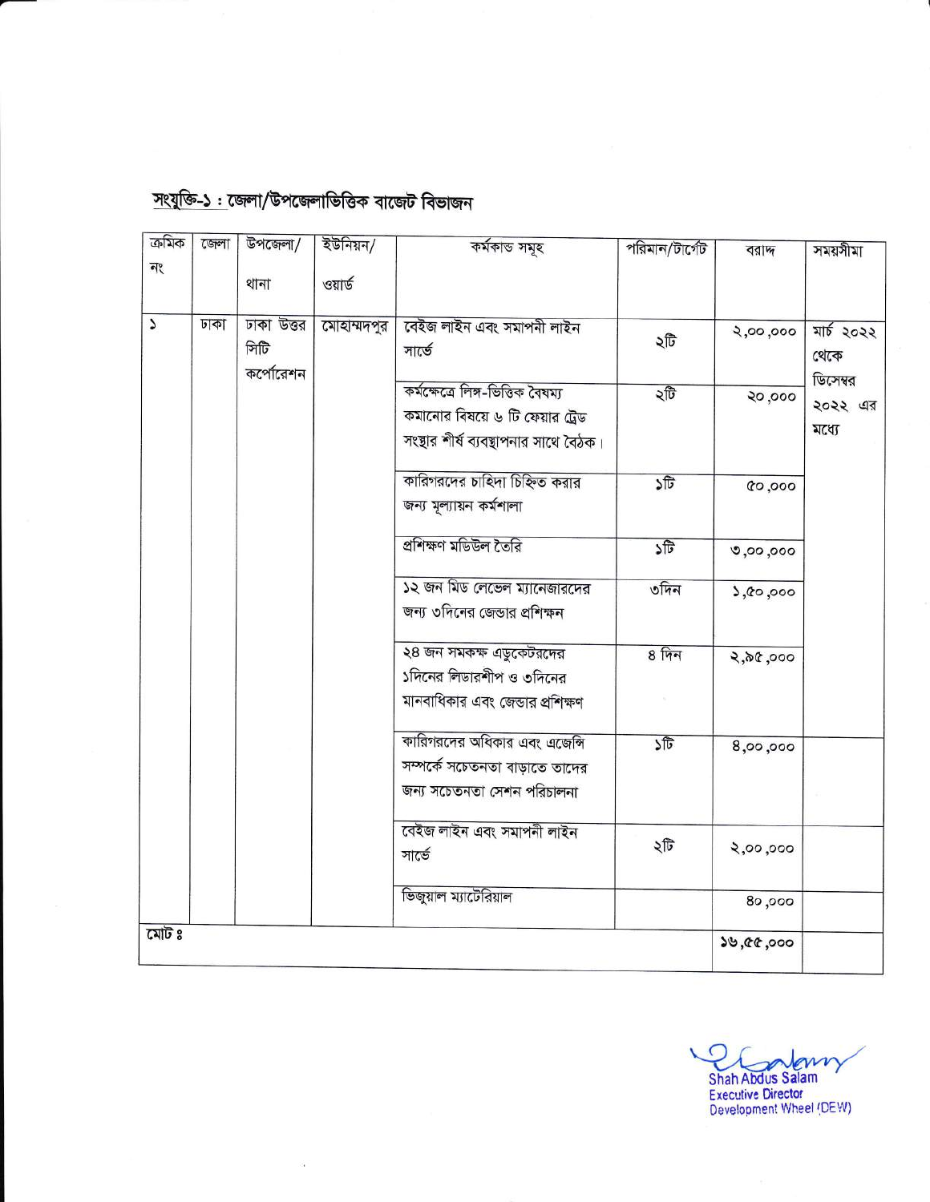## সংযুক্তি-১ : জেলা/উপজেলাভিত্তিক বাজেট বিভাজন

| ক্রমিক নং | জেলা | উপজেলা/ থানা | ইউনিয়ন/ ওয়ার্ড | কর্মকান্ড সমূহ | পরিমান/টার্গেট | বরাদ্দ | সময়সীমা |
|---|---|---|---|---|---|---|---|
| ১ | ঢাকা | ঢাকা উত্তর সিটি কর্পোরেশন | মোহাম্মদপুর | বেইজ লাইন এবং সমাপনী লাইন সার্ভে | ২টি | ২,০০,০০০ | মার্চ ২০২২ থেকে ডিসেম্বর ২০২২ এর মধ্যে |
| | | | | কর্মক্ষেত্রে লিঙ্গ-ভিত্তিক বৈষম্য কমানোর বিষয়ে ৬ টি ফেয়ার ট্রেড সংস্থার শীর্ষ ব্যবস্থাপনার সাথে বৈঠক। | ২টি | ২০,০০০ | |
| | | | | কারিগরদের চাহিদা চিহ্নিত করার জন্য মূল্যায়ন কর্মশালা | ১টি | ৫০,০০০ | |
| | | | | প্রশিক্ষণ মডিউল তৈরি | ১টি | ৩,০০,০০০ | |
| | | | | ১২ জন মিড লেভেল ম্যানেজারদের জন্য ৩দিনের জেন্ডার প্রশিক্ষন | ৩দিন | ১,৫০,০০০ | |
| | | | | ২৪ জন সমকক্ষ এডুকেটরদের ১দিনের লিডারশীপ ও ৩দিনের মানবাধিকার এবং জেন্ডার প্রশিক্ষণ | ৪ দিন | ২,৯৫,০০০ | |
| | | | | কারিগরদের অধিকার এবং এজেন্সি সম্পর্কে সচেতনতা বাড়াতে তাদের জন্য সচেতনতা সেশন পরিচালনা | ১টি | ৪,০০,০০০ | |
| | | | | বেইজ লাইন এবং সমাপনী লাইন সার্ভে | ২টি | ২,০০,০০০ | |
| | | | | ভিজুয়াল ম্যাটেরিয়াল | | ৪০,০০০ | |
| মোট ঃ | | | | | | ১৬,৫৫,০০০ | |

Shah Abdus Salam
Executive Director
Development Wheel (DEW)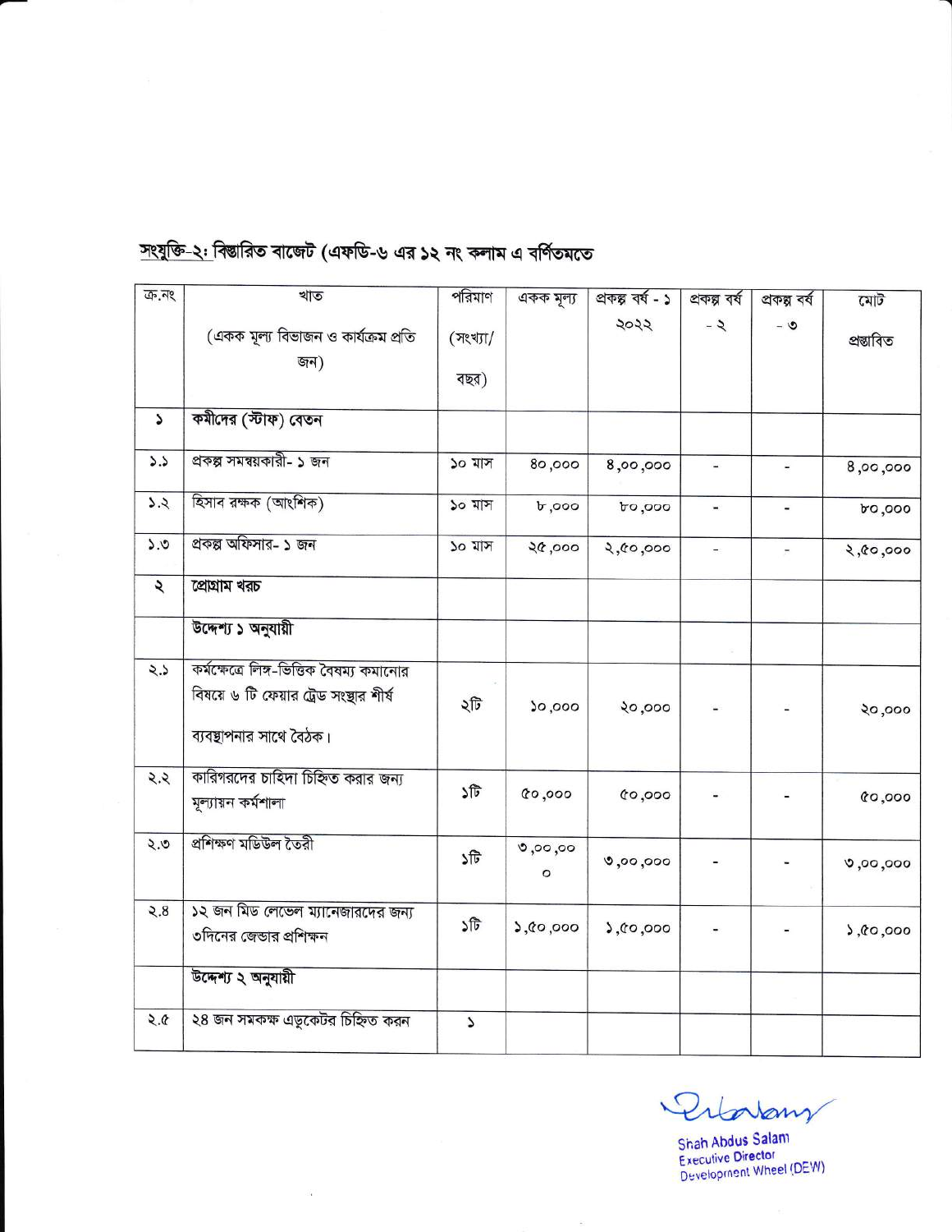<u>সংযুক্তি-২:</u> **বিস্তারিত বাজেট (এফডি-৬ এর ১২ নং কলাম এ বর্ণিতমতে**

| ক্র.নং | খাত (একক মূল্য বিভাজন ও কার্যক্রম প্রতি জন) | পরিমাণ (সংখ্যা/ বছর) | একক মূল্য | প্রকল্প বর্ষ - ১ ২০২২ | প্রকল্প বর্ষ - ২ | প্রকল্প বর্ষ - ৩ | মোট প্রস্তাবিত |
|---|---|---|---|---|---|---|---|
| ১ | **কর্মীদের (স্টাফ) বেতন** | | | | | | |
| ১.১ | প্রকল্প সমন্বয়কারী- ১ জন | ১০ মাস | ৪০,০০০ | ৪,০০,০০০ | - | - | ৪,০০,০০০ |
| ১.২ | হিসাব রক্ষক (আংশিক) | ১০ মাস | ৮,০০০ | ৮০,০০০ | - | - | ৮০,০০০ |
| ১.৩ | প্রকল্প অফিসার- ১ জন | ১০ মাস | ২৫,০০০ | ২,৫০,০০০ | - | - | ২,৫০,০০০ |
| ২ | **প্রোগ্রাম খরচ** | | | | | | |
| | **উদ্দেশ্য ১ অনুযায়ী** | | | | | | |
| ২.১ | কর্মক্ষেত্রে লিঙ্গ-ভিত্তিক বৈষম্য কমানোর বিষয়ে ৬ টি ফেয়ার ট্রেড সংস্থার শীর্ষ ব্যবস্থাপনার সাথে বৈঠক। | ২টি | ১০,০০০ | ২০,০০০ | - | - | ২০,০০০ |
| ২.২ | কারিগরদের চাহিদা চিহ্নিত করার জন্য মূল্যায়ন কর্মশালা | ১টি | ৫০,০০০ | ৫০,০০০ | - | - | ৫০,০০০ |
| ২.৩ | প্রশিক্ষণ মডিউল তৈরী | ১টি | ৩,০০,০০০ | ৩,০০,০০০ | - | - | ৩,০০,০০০ |
| ২.৪ | ১২ জন মিড লেভেল ম্যানেজারদের জন্য ৩দিনের জেন্ডার প্রশিক্ষন | ১টি | ১,৫০,০০০ | ১,৫০,০০০ | - | - | ১,৫০,০০০ |
| | **উদ্দেশ্য ২ অনুযায়ী** | | | | | | |
| ২.৫ | ২৪ জন সমকক্ষ এডুকেটর চিহ্নিত করন | ১ | | | | | |

Shah Abdus Salam
Executive Director
Development Wheel (DEW)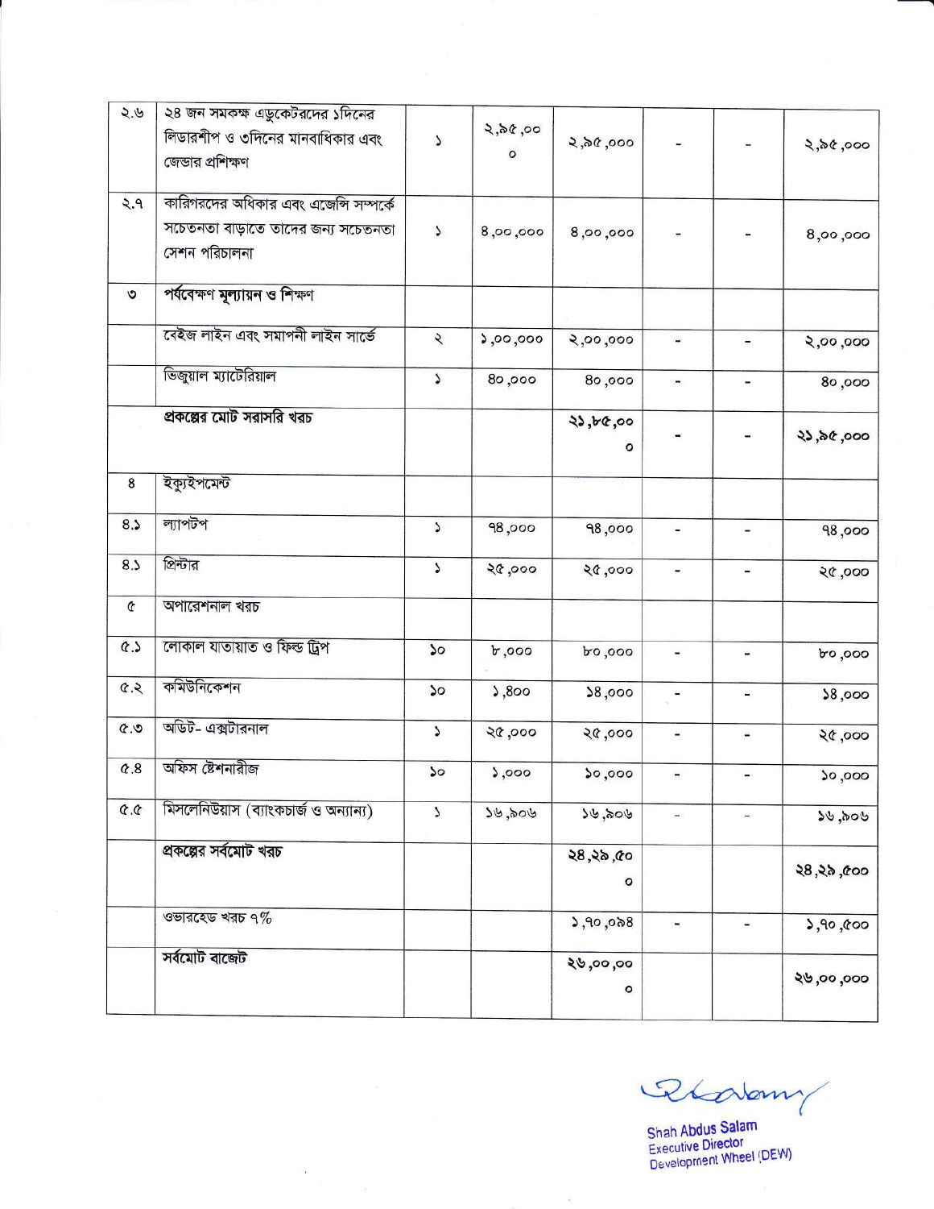| | | | | | | | |
|---|---|---|---|---|---|---|---|
| ২.৬ | ২৪ জন সমকক্ষ এডুকেটরদের ১দিনের লিডারশীপ ও ৩দিনের মানবাধিকার এবং জেন্ডার প্রশিক্ষণ | ১ | ২,৯৫,০০০ | ২,৯৫,০০০ | - | - | ২,৯৫,০০০ |
| ২.৭ | কারিগরদের অধিকার এবং এজেন্সি সম্পর্কে সচেতনতা বাড়াতে তাদের জন্য সচেতনতা সেশন পরিচালনা | ১ | ৪,০০,০০০ | ৪,০০,০০০ | - | - | ৪,০০,০০০ |
| ৩ | পর্যবেক্ষণ মূল্যায়ন ও শিক্ষণ | | | | | | |
| | বেইজ লাইন এবং সমাপনী লাইন সার্ভে | ২ | ১,০০,০০০ | ২,০০,০০০ | - | - | ২,০০,০০০ |
| | ভিজুয়াল ম্যাটেরিয়াল | ১ | ৪০,০০০ | ৪০,০০০ | - | - | ৪০,০০০ |
| | **প্রকল্পের মোট সরাসরি খরচ** | | | ২১,৮৫,০০০ | - | - | ২১,৯৫,০০০ |
| ৪ | ইক্যুইপমেন্ট | | | | | | |
| ৪.১ | ল্যাপটপ | ১ | ৭৪,০০০ | ৭৪,০০০ | - | - | ৭৪,০০০ |
| ৪.১ | প্রিন্টার | ১ | ২৫,০০০ | ২৫,০০০ | - | - | ২৫,০০০ |
| ৫ | অপারেশনাল খরচ | | | | | | |
| ৫.১ | লোকাল যাতায়াত ও ফিল্ড ট্রিপ | ১০ | ৮,০০০ | ৮০,০০০ | - | - | ৮০,০০০ |
| ৫.২ | কমিউনিকেশন | ১০ | ১,৪০০ | ১৪,০০০ | - | - | ১৪,০০০ |
| ৫.৩ | অডিট- এক্সটারনাল | ১ | ২৫,০০০ | ২৫,০০০ | - | - | ২৫,০০০ |
| ৫.৪ | অফিস ষ্টেশনারীজ | ১০ | ১,০০০ | ১০,০০০ | - | - | ১০,০০০ |
| ৫.৫ | মিসলেনিউয়াস (ব্যাংকচার্জ ও অন্যান্য) | ১ | ১৬,৯০৬ | ১৬,৯০৬ | - | - | ১৬,৯০৬ |
| | **প্রকল্পের সর্বমোট খরচ** | | | ২৪,২৯,৫০০ | | | ২৪,২৯,৫০০ |
| | ওভারহেড খরচ ৭% | | | ১,৭০,০৬৪ | - | - | ১,৭০,৫০০ |
| | **সর্বমোট বাজেট** | | | ২৬,০০,০০০ | | | ২৬,০০,০০০ |

Shah Abdus Salam
Executive Director
Development Wheel (DEW)